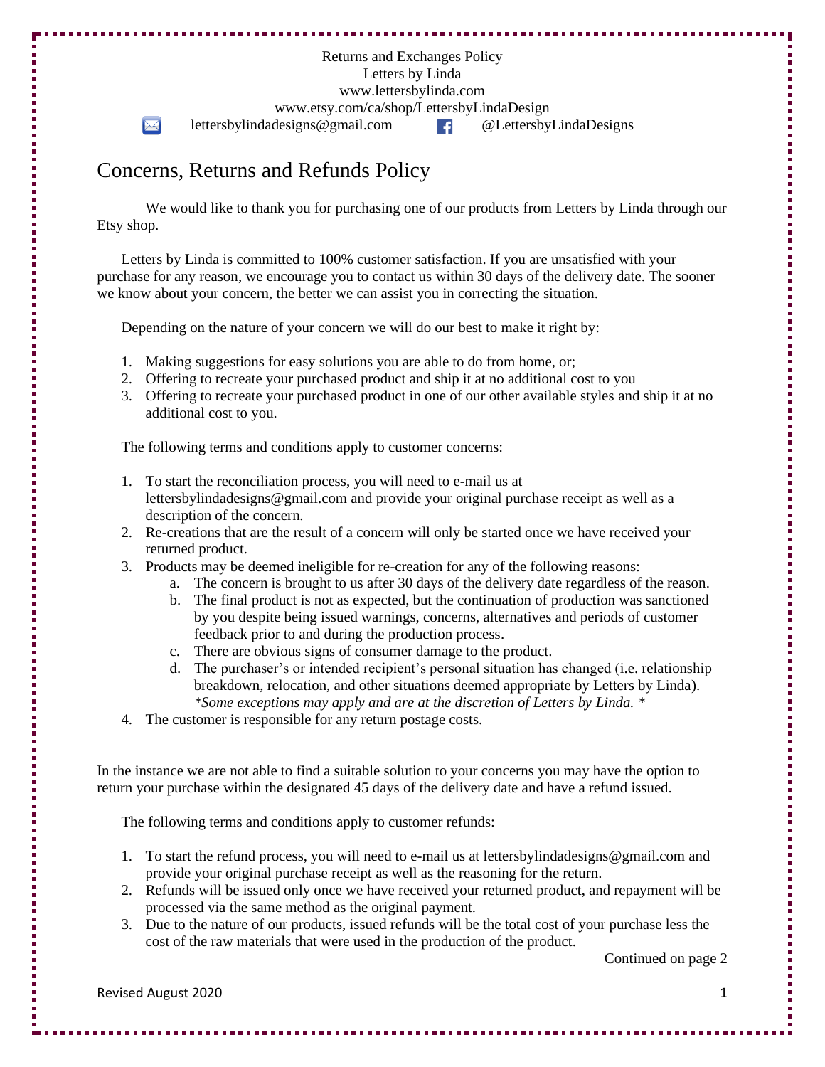Returns and Exchanges Policy
Letters by Linda
www.lettersbylinda.com
www.etsy.com/ca/shop/LettersbyLindaDesign
lettersbylindadesigns@gmail.com @LettersbyLindaDesigns

# Concerns, Returns and Refunds Policy

We would like to thank you for purchasing one of our products from Letters by Linda through our Etsy shop.

Letters by Linda is committed to 100% customer satisfaction. If you are unsatisfied with your purchase for any reason, we encourage you to contact us within 30 days of the delivery date. The sooner we know about your concern, the better we can assist you in correcting the situation.

Depending on the nature of your concern we will do our best to make it right by:

1. Making suggestions for easy solutions you are able to do from home, or;
2. Offering to recreate your purchased product and ship it at no additional cost to you
3. Offering to recreate your purchased product in one of our other available styles and ship it at no additional cost to you.

The following terms and conditions apply to customer concerns:

1. To start the reconciliation process, you will need to e-mail us at lettersbylindadesigns@gmail.com and provide your original purchase receipt as well as a description of the concern.
2. Re-creations that are the result of a concern will only be started once we have received your returned product.
3. Products may be deemed ineligible for re-creation for any of the following reasons:
   a. The concern is brought to us after 30 days of the delivery date regardless of the reason.
   b. The final product is not as expected, but the continuation of production was sanctioned by you despite being issued warnings, concerns, alternatives and periods of customer feedback prior to and during the production process.
   c. There are obvious signs of consumer damage to the product.
   d. The purchaser's or intended recipient's personal situation has changed (i.e. relationship breakdown, relocation, and other situations deemed appropriate by Letters by Linda). *\*Some exceptions may apply and are at the discretion of Letters by Linda. \**
4. The customer is responsible for any return postage costs.

In the instance we are not able to find a suitable solution to your concerns you may have the option to return your purchase within the designated 45 days of the delivery date and have a refund issued.

The following terms and conditions apply to customer refunds:

1. To start the refund process, you will need to e-mail us at lettersbylindadesigns@gmail.com and provide your original purchase receipt as well as the reasoning for the return.
2. Refunds will be issued only once we have received your returned product, and repayment will be processed via the same method as the original payment.
3. Due to the nature of our products, issued refunds will be the total cost of your purchase less the cost of the raw materials that were used in the production of the product.

Continued on page 2

Revised August 2020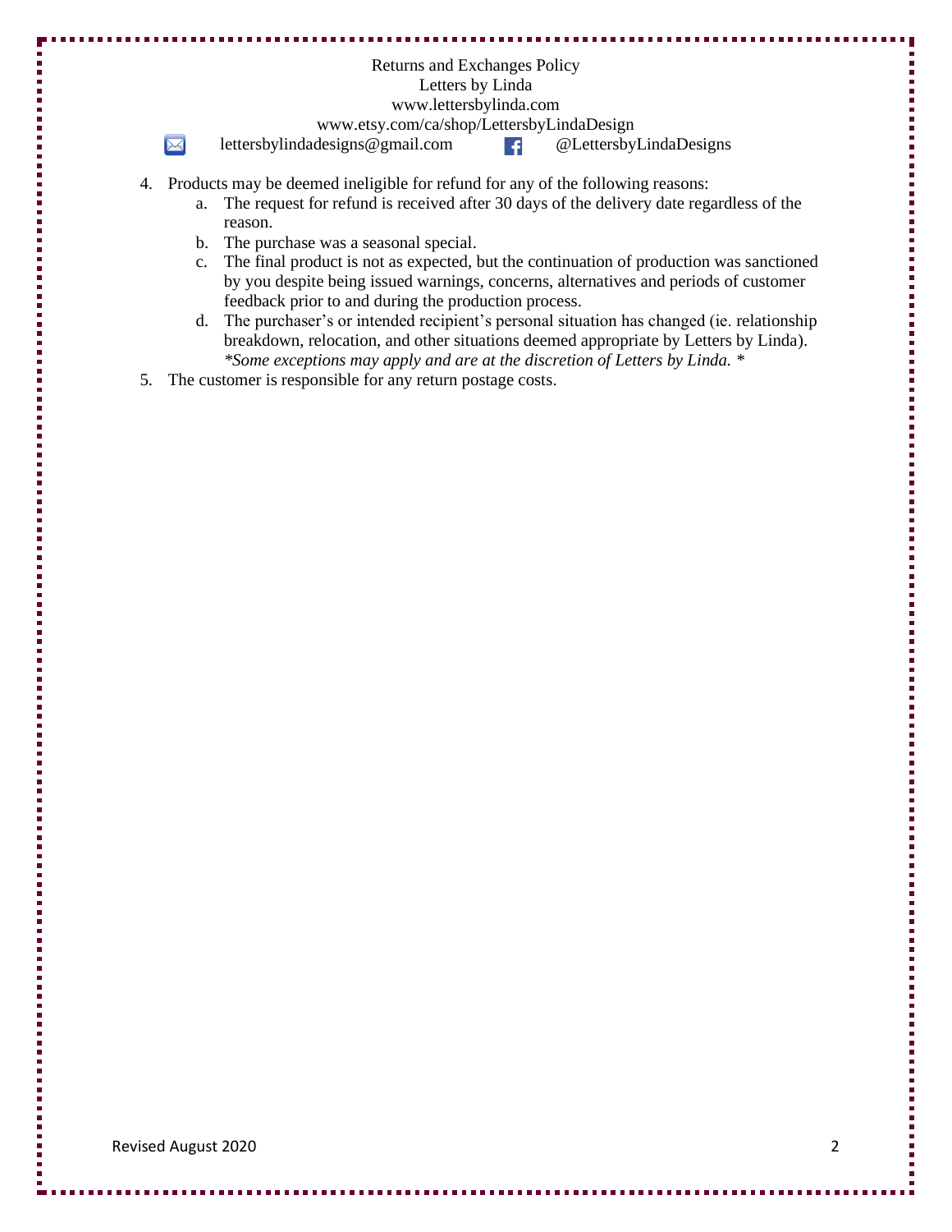4. Products may be deemed ineligible for refund for any of the following reasons:
    a. The request for refund is received after 30 days of the delivery date regardless of the reason.
    b. The purchase was a seasonal special.
    c. The final product is not as expected, but the continuation of production was sanctioned by you despite being issued warnings, concerns, alternatives and periods of customer feedback prior to and during the production process.
    d. The purchaser's or intended recipient's personal situation has changed (ie. relationship breakdown, relocation, and other situations deemed appropriate by Letters by Linda).

    *\*Some exceptions may apply and are at the discretion of Letters by Linda. \**
5. The customer is responsible for any return postage costs.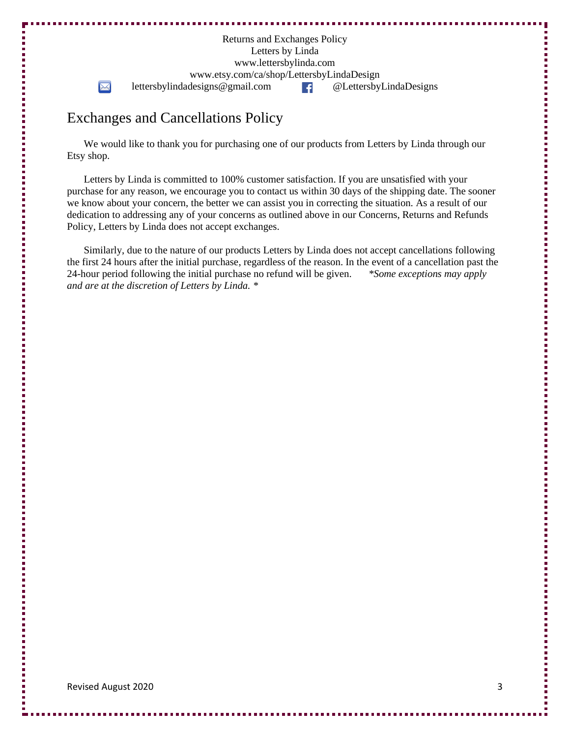Returns and Exchanges Policy
Letters by Linda
www.lettersbylinda.com
www.etsy.com/ca/shop/LettersbyLindaDesign
lettersbylindadesigns@gmail.com @LettersbyLindaDesigns

## Exchanges and Cancellations Policy

We would like to thank you for purchasing one of our products from Letters by Linda through our Etsy shop.

Letters by Linda is committed to 100% customer satisfaction. If you are unsatisfied with your purchase for any reason, we encourage you to contact us within 30 days of the shipping date. The sooner we know about your concern, the better we can assist you in correcting the situation. As a result of our dedication to addressing any of your concerns as outlined above in our Concerns, Returns and Refunds Policy, Letters by Linda does not accept exchanges.

Similarly, due to the nature of our products Letters by Linda does not accept cancellations following the first 24 hours after the initial purchase, regardless of the reason. In the event of a cancellation past the 24-hour period following the initial purchase no refund will be given. *\*Some exceptions may apply and are at the discretion of Letters by Linda. \**

Revised August 2020